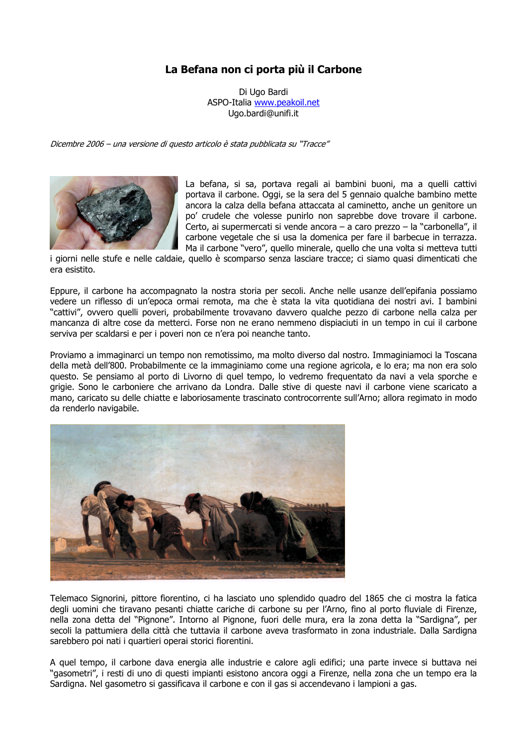# La Befana non ci porta più il Carbone

Di Ugo Bardi
ASPO-Italia www.peakoil.net
Ugo.bardi@unifi.it

*Dicembre 2006 – una versione di questo articolo è stata pubblicata su "Tracce"*

La befana, si sa, portava regali ai bambini buoni, ma a quelli cattivi portava il carbone. Oggi, se la sera del 5 gennaio qualche bambino mette ancora la calza della befana attaccata al caminetto, anche un genitore un po' crudele che volesse punirlo non saprebbe dove trovare il carbone. Certo, ai supermercati si vende ancora – a caro prezzo – la "carbonella", il carbone vegetale che si usa la domenica per fare il barbecue in terrazza. Ma il carbone "vero", quello minerale, quello che una volta si metteva tutti i giorni nelle stufe e nelle caldaie, quello è scomparso senza lasciare tracce; ci siamo quasi dimenticati che era esistito.

Eppure, il carbone ha accompagnato la nostra storia per secoli. Anche nelle usanze dell'epifania possiamo vedere un riflesso di un'epoca ormai remota, ma che è stata la vita quotidiana dei nostri avi. I bambini "cattivi", ovvero quelli poveri, probabilmente trovavano davvero qualche pezzo di carbone nella calza per mancanza di altre cose da metterci. Forse non ne erano nemmeno dispiaciuti in un tempo in cui il carbone serviva per scaldarsi e per i poveri non ce n'era poi neanche tanto.

Proviamo a immaginarci un tempo non remotissimo, ma molto diverso dal nostro. Immaginiamoci la Toscana della metà dell'800. Probabilmente ce la immaginiamo come una regione agricola, e lo era; ma non era solo questo. Se pensiamo al porto di Livorno di quel tempo, lo vedremo frequentato da navi a vela sporche e grigie. Sono le carboniere che arrivano da Londra. Dalle stive di queste navi il carbone viene scaricato a mano, caricato su delle chiatte e laboriosamente trascinato controcorrente sull'Arno; allora regimato in modo da renderlo navigabile.

Telemaco Signorini, pittore fiorentino, ci ha lasciato uno splendido quadro del 1865 che ci mostra la fatica degli uomini che tiravano pesanti chiatte cariche di carbone su per l'Arno, fino al porto fluviale di Firenze, nella zona detta del "Pignone". Intorno al Pignone, fuori delle mura, era la zona detta la "Sardigna", per secoli la pattumiera della città che tuttavia il carbone aveva trasformato in zona industriale. Dalla Sardigna sarebbero poi nati i quartieri operai storici fiorentini.

A quel tempo, il carbone dava energia alle industrie e calore agli edifici; una parte invece si buttava nei "gasometri", i resti di uno di questi impianti esistono ancora oggi a Firenze, nella zona che un tempo era la Sardigna. Nel gasometro si gassificava il carbone e con il gas si accendevano i lampioni a gas.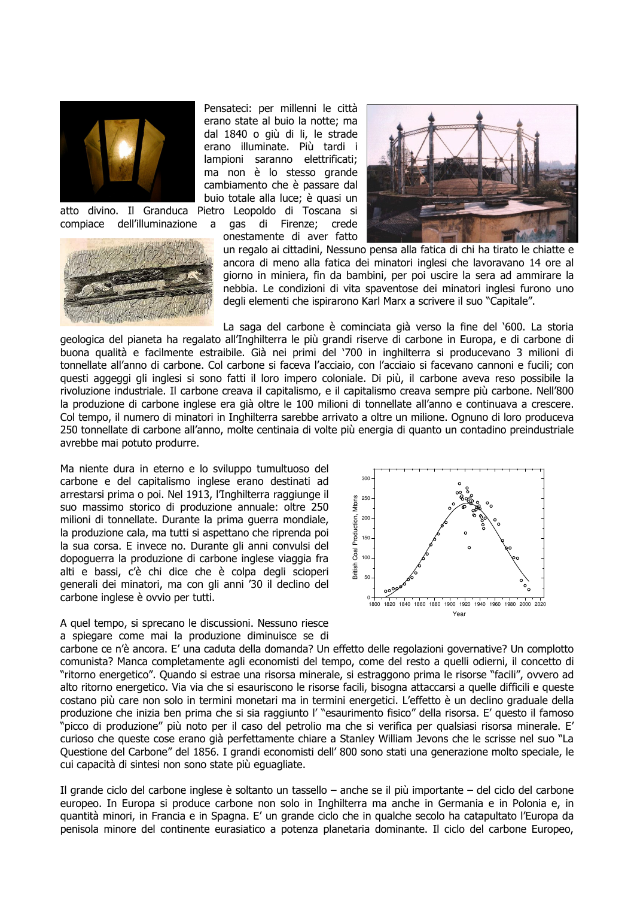Pensateci: per millenni le città erano state al buio la notte; ma dal 1840 o giù di lì, le strade erano illuminate. Più tardi i lampioni saranno elettrificati; ma non è lo stesso grande cambiamento che è passare dal buio totale alla luce; è quasi un atto divino. Il Granduca Pietro Leopoldo di Toscana si compiace dell'illuminazione a gas di Firenze; crede onestamente di aver fatto un regalo ai cittadini, Nessuno pensa alla fatica di chi ha tirato le chiatte e ancora di meno alla fatica dei minatori inglesi che lavoravano 14 ore al giorno in miniera, fin da bambini, per poi uscire la sera ad ammirare la nebbia. Le condizioni di vita spaventose dei minatori inglesi furono uno degli elementi che ispirarono Karl Marx a scrivere il suo "Capitale".

La saga del carbone è cominciata già verso la fine del '600. La storia geologica del pianeta ha regalato all'Inghilterra le più grandi riserve di carbone in Europa, e di carbone di buona qualità e facilmente estraibile. Già nei primi del '700 in inghilterra si producevano 3 milioni di tonnellate all'anno di carbone. Col carbone si faceva l'acciaio, con l'acciaio si facevano cannoni e fucili; con questi aggeggi gli inglesi si sono fatti il loro impero coloniale. Di più, il carbone aveva reso possibile la rivoluzione industriale. Il carbone creava il capitalismo, e il capitalismo creava sempre più carbone. Nell'800 la produzione di carbone inglese era già oltre le 100 milioni di tonnellate all'anno e continuava a crescere. Col tempo, il numero di minatori in Inghilterra sarebbe arrivato a oltre un milione. Ognuno di loro produceva 250 tonnellate di carbone all'anno, molte centinaia di volte più energia di quanto un contadino preindustriale avrebbe mai potuto produrre.

Ma niente dura in eterno e lo sviluppo tumultuoso del carbone e del capitalismo inglese erano destinati ad arrestarsi prima o poi. Nel 1913, l'Inghilterra raggiunge il suo massimo storico di produzione annuale: oltre 250 milioni di tonnellate. Durante la prima guerra mondiale, la produzione cala, ma tutti si aspettano che riprenda poi la sua corsa. E invece no. Durante gli anni convulsi del dopoguerra la produzione di carbone inglese viaggia fra alti e bassi, c'è chi dice che è colpa degli scioperi generali dei minatori, ma con gli anni '30 il declino del carbone inglese è ovvio per tutti.

British Coal Production, Mtons
Year

A quel tempo, si sprecano le discussioni. Nessuno riesce a spiegare come mai la produzione diminuisce se di carbone ce n'è ancora. E' una caduta della domanda? Un effetto delle regolazioni governative? Un complotto comunista? Manca completamente agli economisti del tempo, come del resto a quelli odierni, il concetto di "ritorno energetico". Quando si estrae una risorsa minerale, si estraggono prima le risorse "facili", ovvero ad alto ritorno energetico. Via via che si esauriscono le risorse facili, bisogna attaccarsi a quelle difficili e queste costano più care non solo in termini monetari ma in termini energetici. L'effetto è un declino graduale della produzione che inizia ben prima che si sia raggiunto l' "esaurimento fisico" della risorsa. E' questo il famoso "picco di produzione" più noto per il caso del petrolio ma che si verifica per qualsiasi risorsa minerale. E' curioso che queste cose erano già perfettamente chiare a Stanley William Jevons che le scrisse nel suo "La Questione del Carbone" del 1856. I grandi economisti dell' 800 sono stati una generazione molto speciale, le cui capacità di sintesi non sono state più eguagliate.

Il grande ciclo del carbone inglese è soltanto un tassello – anche se il più importante – del ciclo del carbone europeo. In Europa si produce carbone non solo in Inghilterra ma anche in Germania e in Polonia e, in quantità minori, in Francia e in Spagna. E' un grande ciclo che in qualche secolo ha catapultato l'Europa da penisola minore del continente eurasiatico a potenza planetaria dominante. Il ciclo del carbone Europeo,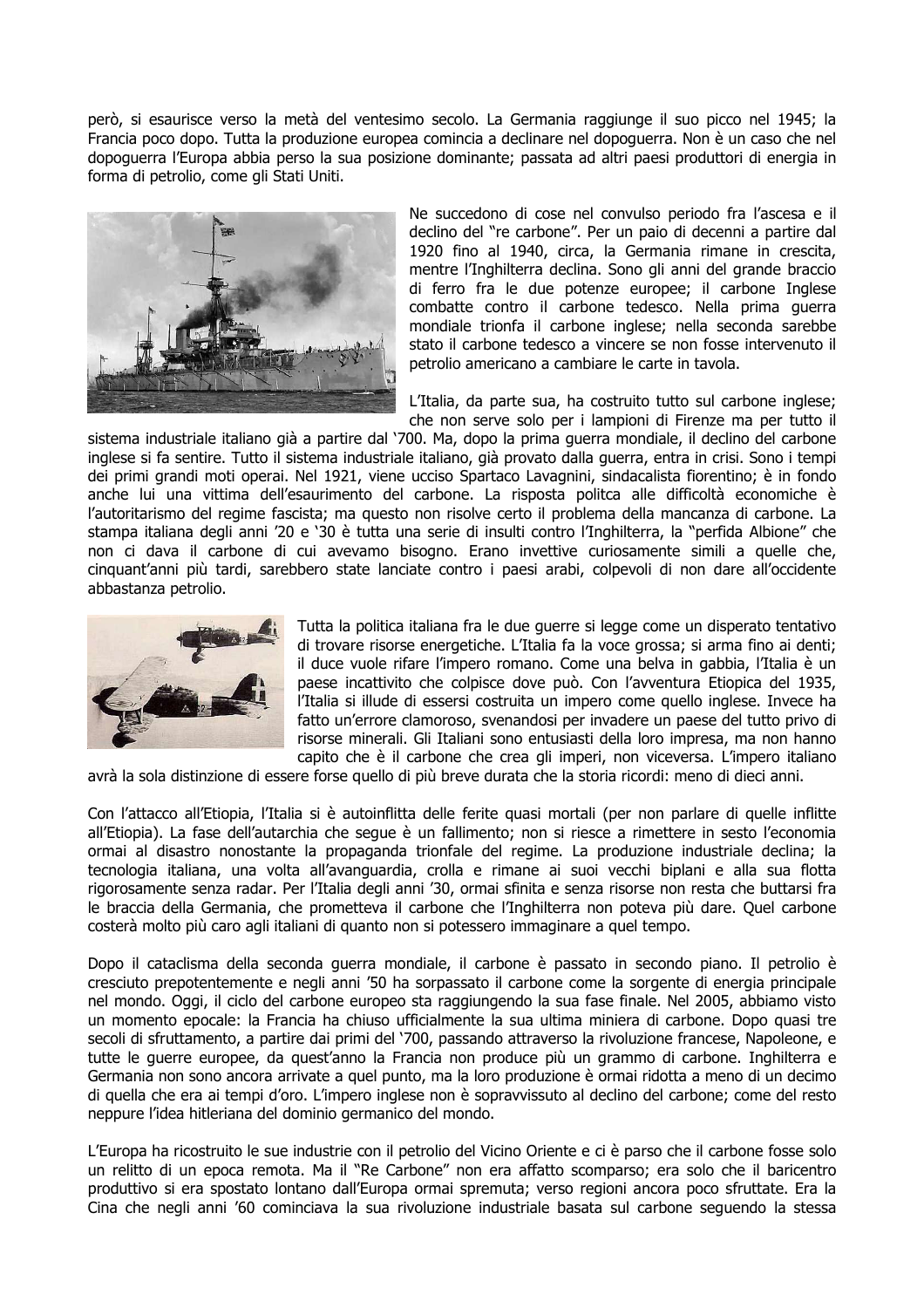però, si esaurisce verso la metà del ventesimo secolo. La Germania raggiunge il suo picco nel 1945; la Francia poco dopo. Tutta la produzione europea comincia a declinare nel dopoguerra. Non è un caso che nel dopoguerra l'Europa abbia perso la sua posizione dominante; passata ad altri paesi produttori di energia in forma di petrolio, come gli Stati Uniti.

Ne succedono di cose nel convulso periodo fra l'ascesa e il declino del "re carbone". Per un paio di decenni a partire dal 1920 fino al 1940, circa, la Germania rimane in crescita, mentre l'Inghilterra declina. Sono gli anni del grande braccio di ferro fra le due potenze europee; il carbone Inglese combatte contro il carbone tedesco. Nella prima guerra mondiale trionfa il carbone inglese; nella seconda sarebbe stato il carbone tedesco a vincere se non fosse intervenuto il petrolio americano a cambiare le carte in tavola.

L'Italia, da parte sua, ha costruito tutto sul carbone inglese; che non serve solo per i lampioni di Firenze ma per tutto il sistema industriale italiano già a partire dal '700. Ma, dopo la prima guerra mondiale, il declino del carbone inglese si fa sentire. Tutto il sistema industriale italiano, già provato dalla guerra, entra in crisi. Sono i tempi dei primi grandi moti operai. Nel 1921, viene ucciso Spartaco Lavagnini, sindacalista fiorentino; è in fondo anche lui una vittima dell'esaurimento del carbone. La risposta politca alle difficoltà economiche è l'autoritarismo del regime fascista; ma questo non risolve certo il problema della mancanza di carbone. La stampa italiana degli anni '20 e '30 è tutta una serie di insulti contro l'Inghilterra, la "perfida Albione" che non ci dava il carbone di cui avevamo bisogno. Erano invettive curiosamente simili a quelle che, cinquant'anni più tardi, sarebbero state lanciate contro i paesi arabi, colpevoli di non dare all'occidente abbastanza petrolio.

Tutta la politica italiana fra le due guerre si legge come un disperato tentativo di trovare risorse energetiche. L'Italia fa la voce grossa; si arma fino ai denti; il duce vuole rifare l'impero romano. Come una belva in gabbia, l'Italia è un paese incattivito che colpisce dove può. Con l'avventura Etiopica del 1935, l'Italia si illude di essersi costruita un impero come quello inglese. Invece ha fatto un'errore clamoroso, svenandosi per invadere un paese del tutto privo di risorse minerali. Gli Italiani sono entusiasti della loro impresa, ma non hanno capito che è il carbone che crea gli imperi, non viceversa. L'impero italiano avrà la sola distinzione di essere forse quello di più breve durata che la storia ricordi: meno di dieci anni.

Con l'attacco all'Etiopia, l'Italia si è autoinflitta delle ferite quasi mortali (per non parlare di quelle inflitte all'Etiopia). La fase dell'autarchia che segue è un fallimento; non si riesce a rimettere in sesto l'economia ormai al disastro nonostante la propaganda trionfale del regime. La produzione industriale declina; la tecnologia italiana, una volta all'avanguardia, crolla e rimane ai suoi vecchi biplani e alla sua flotta rigorosamente senza radar. Per l'Italia degli anni '30, ormai sfinita e senza risorse non resta che buttarsi fra le braccia della Germania, che prometteva il carbone che l'Inghilterra non poteva più dare. Quel carbone costerà molto più caro agli italiani di quanto non si potessero immaginare a quel tempo.

Dopo il cataclisma della seconda guerra mondiale, il carbone è passato in secondo piano. Il petrolio è cresciuto prepotentemente e negli anni '50 ha sorpassato il carbone come la sorgente di energia principale nel mondo. Oggi, il ciclo del carbone europeo sta raggiungendo la sua fase finale. Nel 2005, abbiamo visto un momento epocale: la Francia ha chiuso ufficialmente la sua ultima miniera di carbone. Dopo quasi tre secoli di sfruttamento, a partire dai primi del '700, passando attraverso la rivoluzione francese, Napoleone, e tutte le guerre europee, da quest'anno la Francia non produce più un grammo di carbone. Inghilterra e Germania non sono ancora arrivate a quel punto, ma la loro produzione è ormai ridotta a meno di un decimo di quella che era ai tempi d'oro. L'impero inglese non è sopravvissuto al declino del carbone; come del resto neppure l'idea hitleriana del dominio germanico del mondo.

L'Europa ha ricostruito le sue industrie con il petrolio del Vicino Oriente e ci è parso che il carbone fosse solo un relitto di un epoca remota. Ma il "Re Carbone" non era affatto scomparso; era solo che il baricentro produttivo si era spostato lontano dall'Europa ormai spremuta; verso regioni ancora poco sfruttate. Era la Cina che negli anni '60 cominciava la sua rivoluzione industriale basata sul carbone seguendo la stessa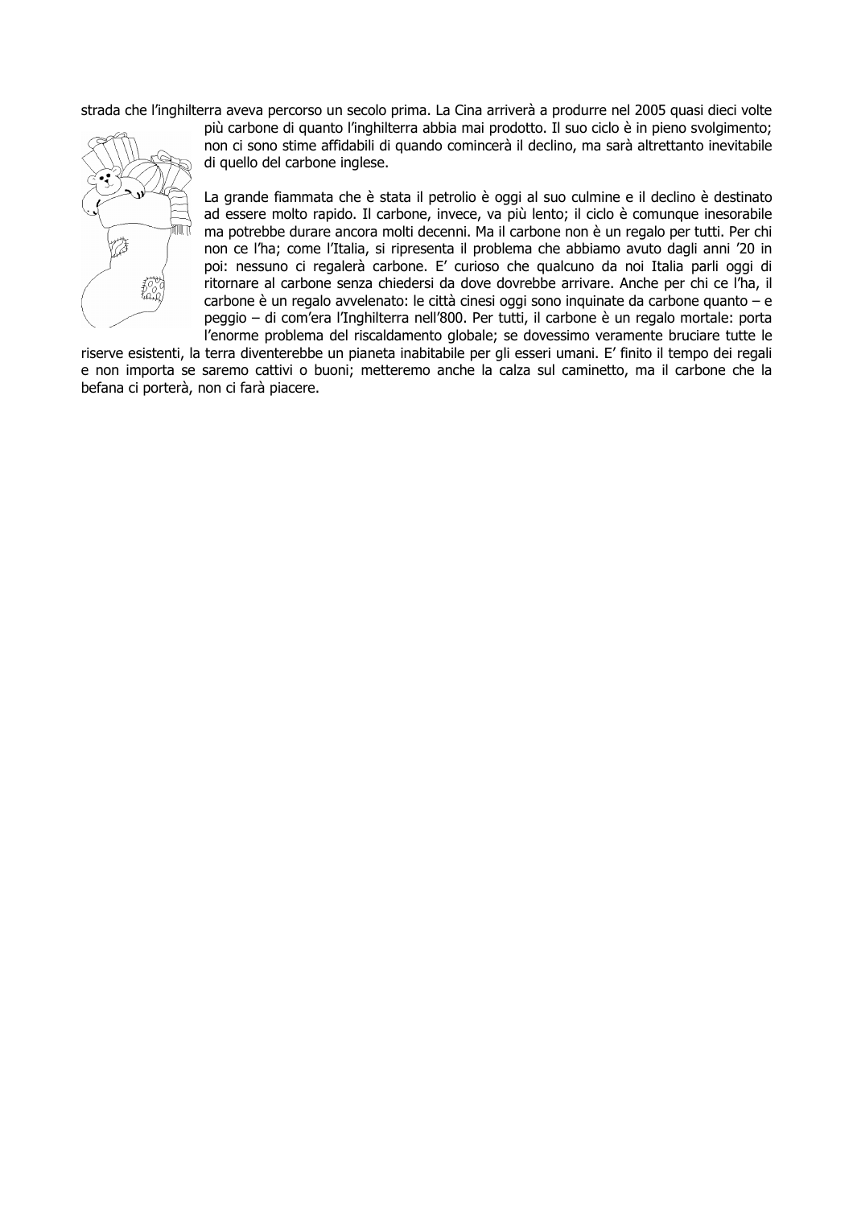strada che l'inghilterra aveva percorso un secolo prima. La Cina arriverà a produrre nel 2005 quasi dieci volte più carbone di quanto l'inghilterra abbia mai prodotto. Il suo ciclo è in pieno svolgimento; non ci sono stime affidabili di quando comincerà il declino, ma sarà altrettanto inevitabile di quello del carbone inglese.

La grande fiammata che è stata il petrolio è oggi al suo culmine e il declino è destinato ad essere molto rapido. Il carbone, invece, va più lento; il ciclo è comunque inesorabile ma potrebbe durare ancora molti decenni. Ma il carbone non è un regalo per tutti. Per chi non ce l'ha; come l'Italia, si ripresenta il problema che abbiamo avuto dagli anni '20 in poi: nessuno ci regalerà carbone. E' curioso che qualcuno da noi Italia parli oggi di ritornare al carbone senza chiedersi da dove dovrebbe arrivare. Anche per chi ce l'ha, il carbone è un regalo avvelenato: le città cinesi oggi sono inquinate da carbone quanto – e peggio – di com'era l'Inghilterra nell'800. Per tutti, il carbone è un regalo mortale: porta l'enorme problema del riscaldamento globale; se dovessimo veramente bruciare tutte le riserve esistenti, la terra diventerebbe un pianeta inabitabile per gli esseri umani. E' finito il tempo dei regali e non importa se saremo cattivi o buoni; metteremo anche la calza sul caminetto, ma il carbone che la befana ci porterà, non ci farà piacere.